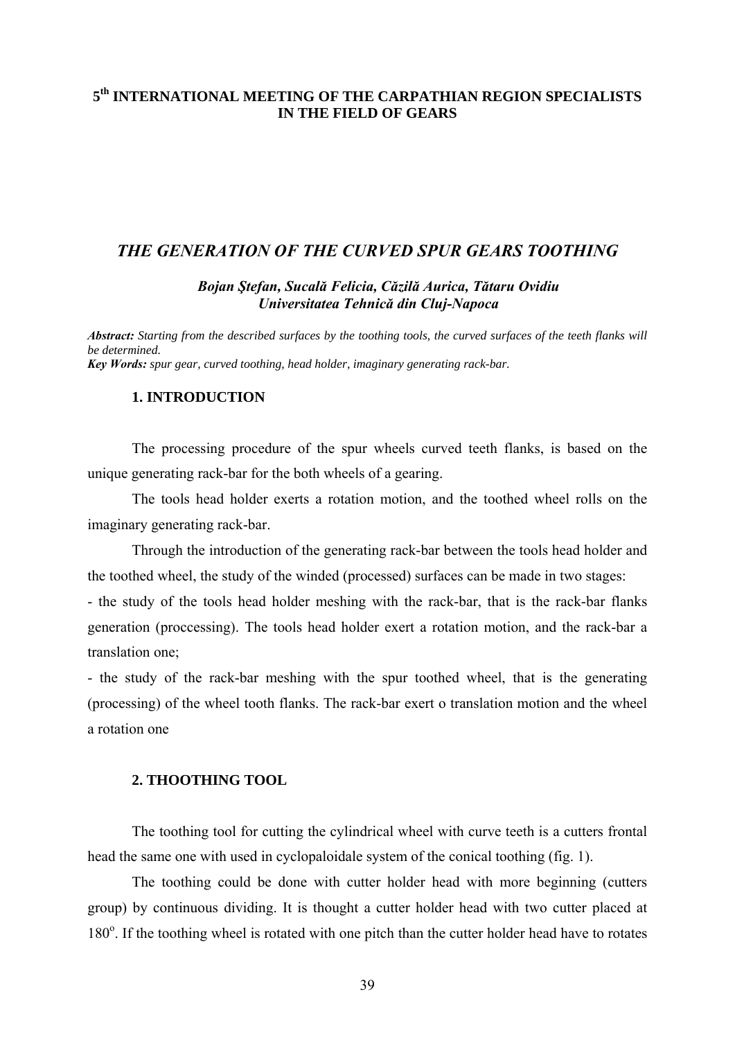**5th INTERNATIONAL MEETING OF THE CARPATHIAN REGION SPECIALISTS IN THE FIELD OF GEARS**

# *THE GENERATION OF THE CURVED SPUR GEARS TOOTHING*

***Bojan Ştefan, Sucală Felicia, Căzilă Aurica, Tătaru Ovidiu***
***Universitatea Tehnică din Cluj-Napoca***

***Abstract:*** *Starting from the described surfaces by the toothing tools, the curved surfaces of the teeth flanks will be determined.*
***Key Words:*** *spur gear, curved toothing, head holder, imaginary generating rack-bar.*

## 1. INTRODUCTION

The processing procedure of the spur wheels curved teeth flanks, is based on the unique generating rack-bar for the both wheels of a gearing.

The tools head holder exerts a rotation motion, and the toothed wheel rolls on the imaginary generating rack-bar.

Through the introduction of the generating rack-bar between the tools head holder and the toothed wheel, the study of the winded (processed) surfaces can be made in two stages:

- the study of the tools head holder meshing with the rack-bar, that is the rack-bar flanks generation (proccessing). The tools head holder exert a rotation motion, and the rack-bar a translation one;
- the study of the rack-bar meshing with the spur toothed wheel, that is the generating (processing) of the wheel tooth flanks. The rack-bar exert o translation motion and the wheel a rotation one

## 2. THOOTHING TOOL

The toothing tool for cutting the cylindrical wheel with curve teeth is a cutters frontal head the same one with used in cyclopaloidale system of the conical toothing (fig. 1).

The toothing could be done with cutter holder head with more beginning (cutters group) by continuous dividing. It is thought a cutter holder head with two cutter placed at $180^{o}$. If the toothing wheel is rotated with one pitch than the cutter holder head have to rotates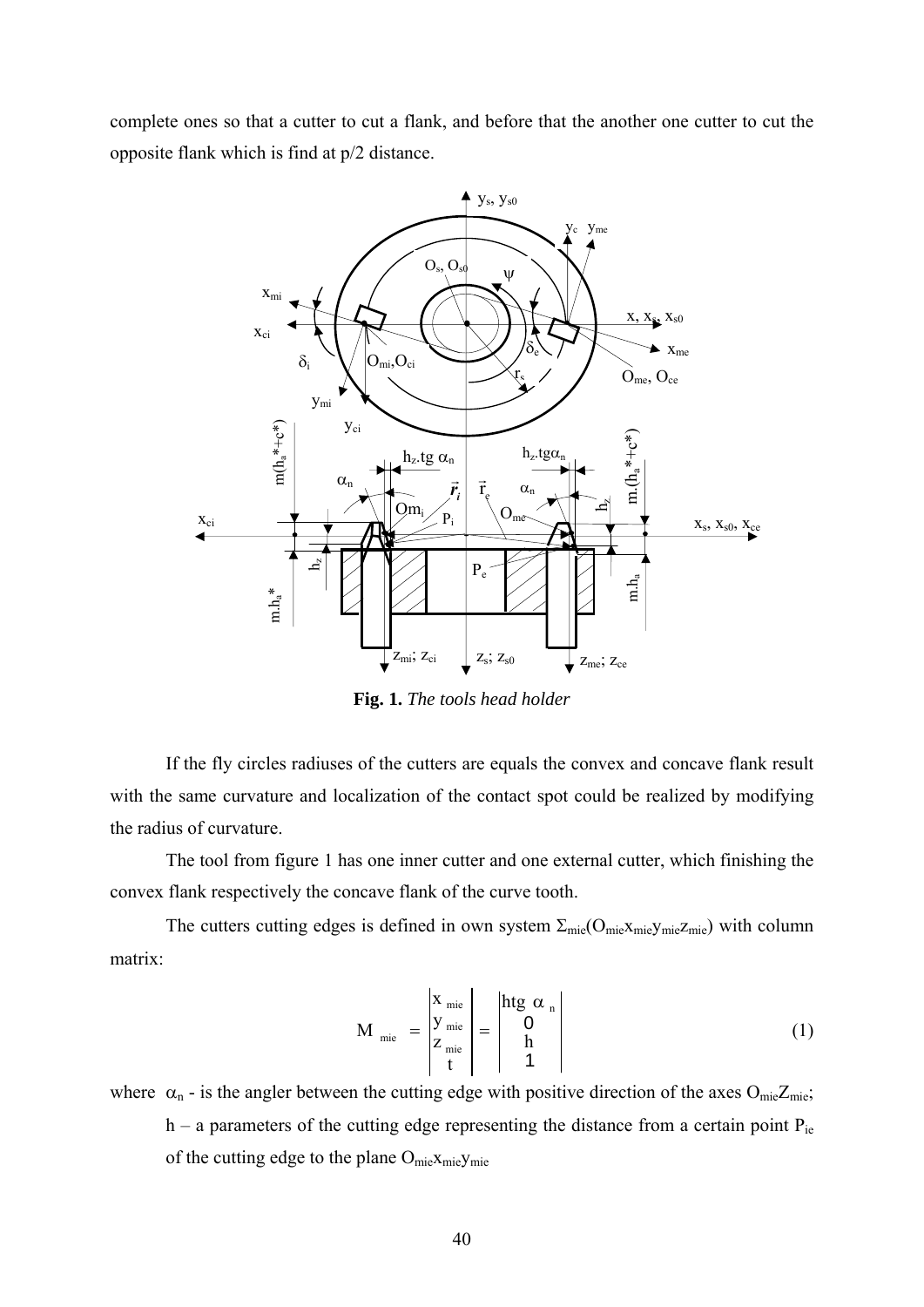complete ones so that a cutter to cut a flank, and before that the another one cutter to cut the opposite flank which is find at p/2 distance.

**Fig. 1.** *The tools head holder*

If the fly circles radiuses of the cutters are equals the convex and concave flank result with the same curvature and localization of the contact spot could be realized by modifying the radius of curvature.

The tool from figure 1 has one inner cutter and one external cutter, which finishing the convex flank respectively the concave flank of the curve tooth.

The cutters cutting edges is defined in own system $\Sigma_{mie}(O_{mie}x_{mie}y_{mie}z_{mie})$ with column matrix:

$$M_{mie} = \begin{vmatrix} x_{mie} \\ y_{mie} \\ z_{mie} \\ t \end{vmatrix} = \begin{vmatrix} h\text{tg}\,\alpha_n \\ 0 \\ h \\ 1 \end{vmatrix} \qquad (1)$$

where $\alpha_n$ - is the angler between the cutting edge with positive direction of the axes $O_{mie}Z_{mie}$;

$h$ – a parameters of the cutting edge representing the distance from a certain point $P_{ie}$ of the cutting edge to the plane $O_{mie}x_{mie}y_{mie}$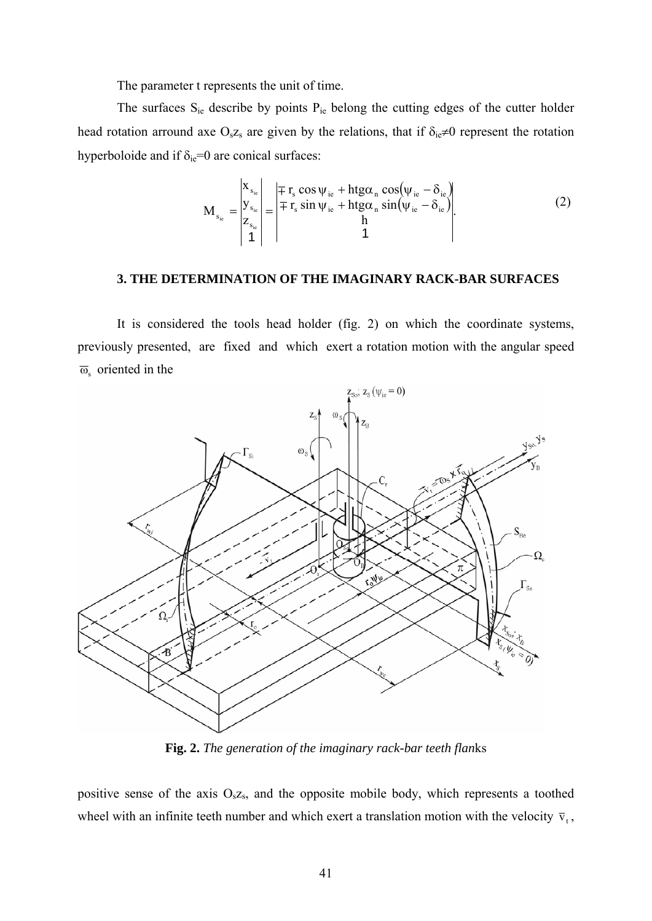The parameter t represents the unit of time.

The surfaces $S_{ie}$ describe by points $P_{ie}$ belong the cutting edges of the cutter holder head rotation arround axe $O_s z_s$ are given by the relations, that if $\delta_{ie} \neq 0$ represent the rotation hyperboloide and if $\delta_{ie}=0$ are conical surfaces:

$$M_{s_{ie}} = \begin{vmatrix} x_{s_{ie}} \\ y_{s_{ie}} \\ z_{s_{ie}} \\ 1 \end{vmatrix} = \begin{vmatrix} \mp r_s \cos\psi_{ie} + h tg\alpha_n \cos(\psi_{ie} - \delta_{ie}) \\ \mp r_s \sin\psi_{ie} + h tg\alpha_n \sin(\psi_{ie} - \delta_{ie}) \\ h \\ 1 \end{vmatrix}. \tag{2}$$

### 3. THE DETERMINATION OF THE IMAGINARY RACK-BAR SURFACES

It is considered the tools head holder (fig. 2) on which the coordinate systems, previously presented, are fixed and which exert a rotation motion with the angular speed $\overline{\omega}_s$ oriented in the

**Fig. 2.** *The generation of the imaginary rack-bar teeth flan*ks

positive sense of the axis $O_s z_s$, and the opposite mobile body, which represents a toothed wheel with an infinite teeth number and which exert a translation motion with the velocity $\overline{v}_t$,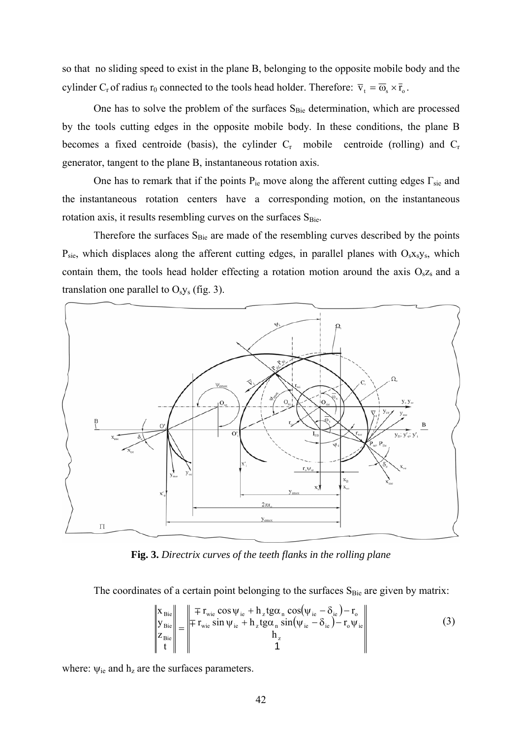so that no sliding speed to exist in the plane B, belonging to the opposite mobile body and the cylinder $C_r$ of radius $r_0$ connected to the tools head holder. Therefore: $\bar{v}_t = \bar{\omega}_s \times \bar{r}_o$.

One has to solve the problem of the surfaces $S_{Bie}$ determination, which are processed by the tools cutting edges in the opposite mobile body. In these conditions, the plane B becomes a fixed centroide (basis), the cylinder $C_r$ mobile centroide (rolling) and $C_r$ generator, tangent to the plane B, instantaneous rotation axis.

One has to remark that if the points $P_{ie}$ move along the afferent cutting edges $\Gamma_{sie}$ and the instantaneous rotation centers have a corresponding motion, on the instantaneous rotation axis, it results resembling curves on the surfaces $S_{Bie}$.

Therefore the surfaces $S_{Bie}$ are made of the resembling curves described by the points $P_{sie}$, which displaces along the afferent cutting edges, in parallel planes with $O_s x_s y_s$, which contain them, the tools head holder effecting a rotation motion around the axis $O_s z_s$ and a translation one parallel to $O_s y_s$ (fig. 3).

**Fig. 3.** *Directrix curves of the teeth flanks in the rolling plane*

The coordinates of a certain point belonging to the surfaces $S_{Bie}$ are given by matrix:

$$\begin{Vmatrix} x_{Bie} \\ y_{Bie} \\ z_{Bie} \\ t \end{Vmatrix} = \begin{Vmatrix} \mp r_{wie} \cos\psi_{ie} + h_z \operatorname{tg}\alpha_n \cos(\psi_{ie} - \delta_{ie}) - r_o \\ \mp r_{wie} \sin\psi_{ie} + h_z \operatorname{tg}\alpha_n \sin(\psi_{ie} - \delta_{ie}) - r_o \psi_{ie} \\ h_z \\ 1 \end{Vmatrix} \tag{3}$$

where: $\psi_{ie}$ and $h_z$ are the surfaces parameters.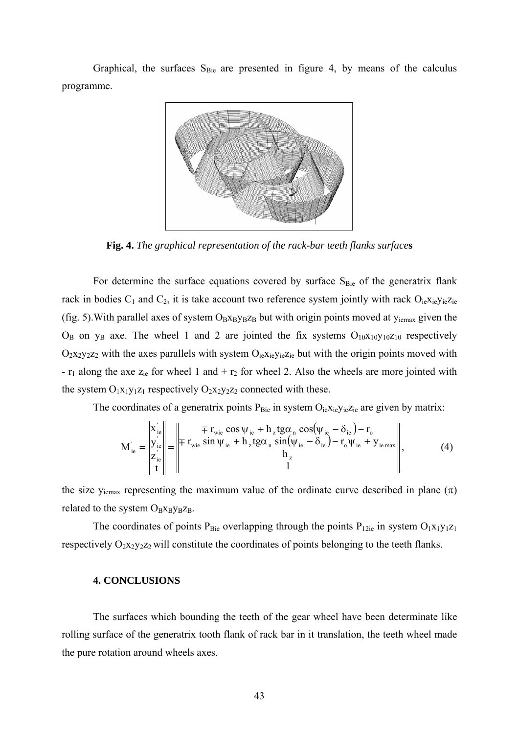Graphical, the surfaces $S_{Bie}$ are presented in figure 4, by means of the calculus programme.

**Fig. 4.** *The graphical representation of the rack-bar teeth flanks surface***s**

For determine the surface equations covered by surface $S_{Bie}$ of the generatrix flank rack in bodies $C_1$ and $C_2$, it is take account two reference system jointly with rack $O_{ie}x_{ie}y_{ie}z_{ie}$ (fig. 5).With parallel axes of system $O_Bx_By_Bz_B$ but with origin points moved at $y_{iemax}$ given the $O_B$ on $y_B$ axe. The wheel 1 and 2 are jointed the fix systems $O_{10}x_{10}y_{10}z_{10}$ respectively $O_2x_2y_2z_2$ with the axes parallels with system $O_{ie}x_{ie}y_{ie}z_{ie}$ but with the origin points moved with - $r_1$ along the axe $z_{ie}$ for wheel 1 and + $r_2$ for wheel 2. Also the wheels are more jointed with the system $O_1x_1y_1z_1$ respectively $O_2x_2y_2z_2$ connected with these.

The coordinates of a generatrix points $P_{Bie}$ in system $O_{ie}x_{ie}y_{ie}z_{ie}$ are given by matrix:

$$M'_{ie} = \begin{Vmatrix} x'_{ie} \\ y'_{ie} \\ z'_{ie} \\ t \end{Vmatrix} = \begin{Vmatrix} \mp r_{wie} \cos\psi_{ie} + h_z \mathrm{tg}\alpha_n \cos(\psi_{ie} - \delta_{ie}) - r_o \\ \mp r_{wie} \sin\psi_{ie} + h_z \mathrm{tg}\alpha_n \sin(\psi_{ie} - \delta_{ie}) - r_o \psi_{ie} + y_{ie\,max} \\ h_z \\ 1 \end{Vmatrix}, \tag{4}$$

the size $y_{iemax}$ representing the maximum value of the ordinate curve described in plane ($\pi$) related to the system $O_Bx_By_Bz_B$.

The coordinates of points $P_{Bie}$ overlapping through the points $P_{12ie}$ in system $O_1x_1y_1z_1$ respectively $O_2x_2y_2z_2$ will constitute the coordinates of points belonging to the teeth flanks.

## 4. CONCLUSIONS

The surfaces which bounding the teeth of the gear wheel have been determinate like rolling surface of the generatrix tooth flank of rack bar in it translation, the teeth wheel made the pure rotation around wheels axes.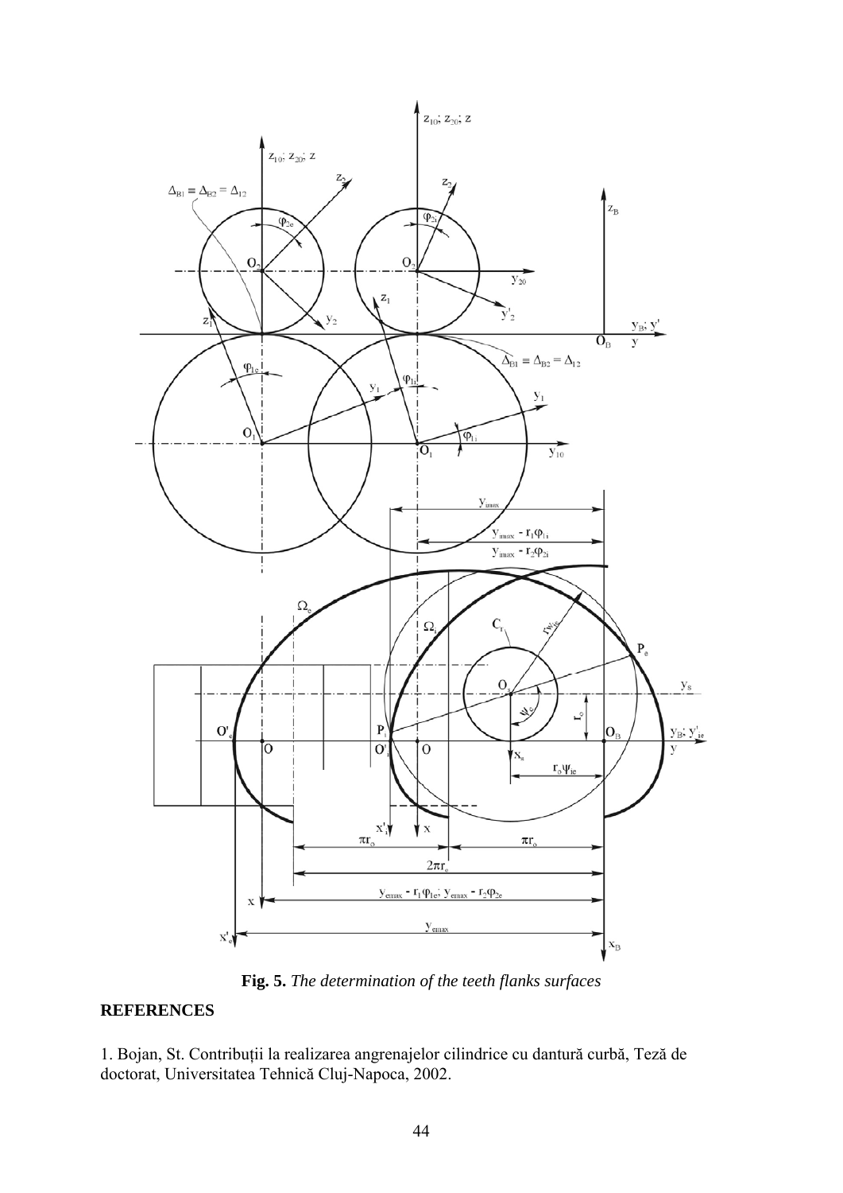**Fig. 5.** *The determination of the teeth flanks surfaces*

## REFERENCES

1. Bojan, St. Contribuții la realizarea angrenajelor cilindrice cu dantură curbă, Teză de doctorat, Universitatea Tehnică Cluj-Napoca, 2002.